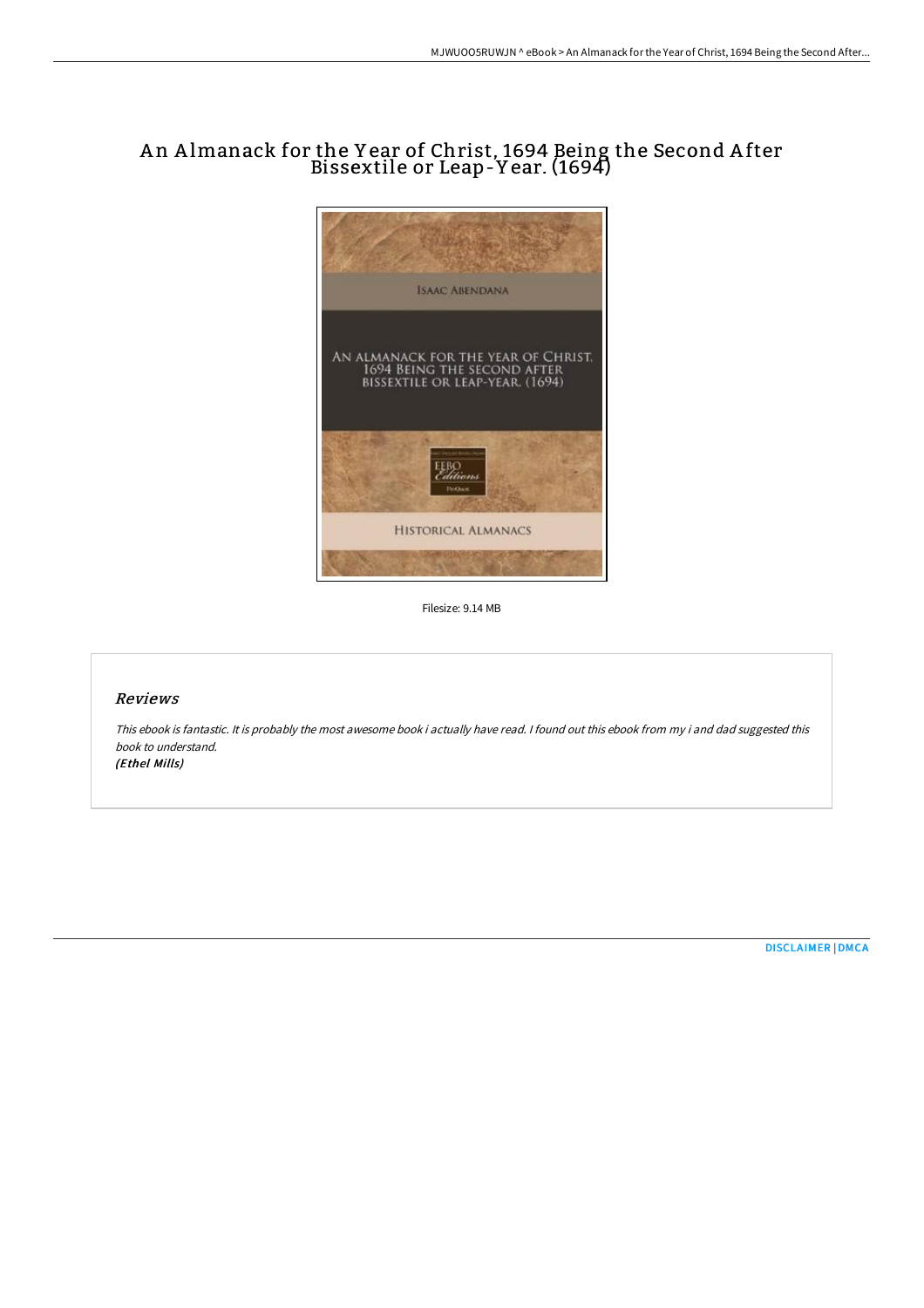# An Almanack for the Year of Christ, 1694 Being the Second After Bissextile or Leap-Year. (1694)

Filesize: 9.14 MB

## Reviews

*This ebook is fantastic. It is probably the most awesome book i actually have read. I found out this ebook from my i and dad suggested this book to understand.*
*(Ethel Mills)*

[DISCLAIMER](#) | [DMCA](#)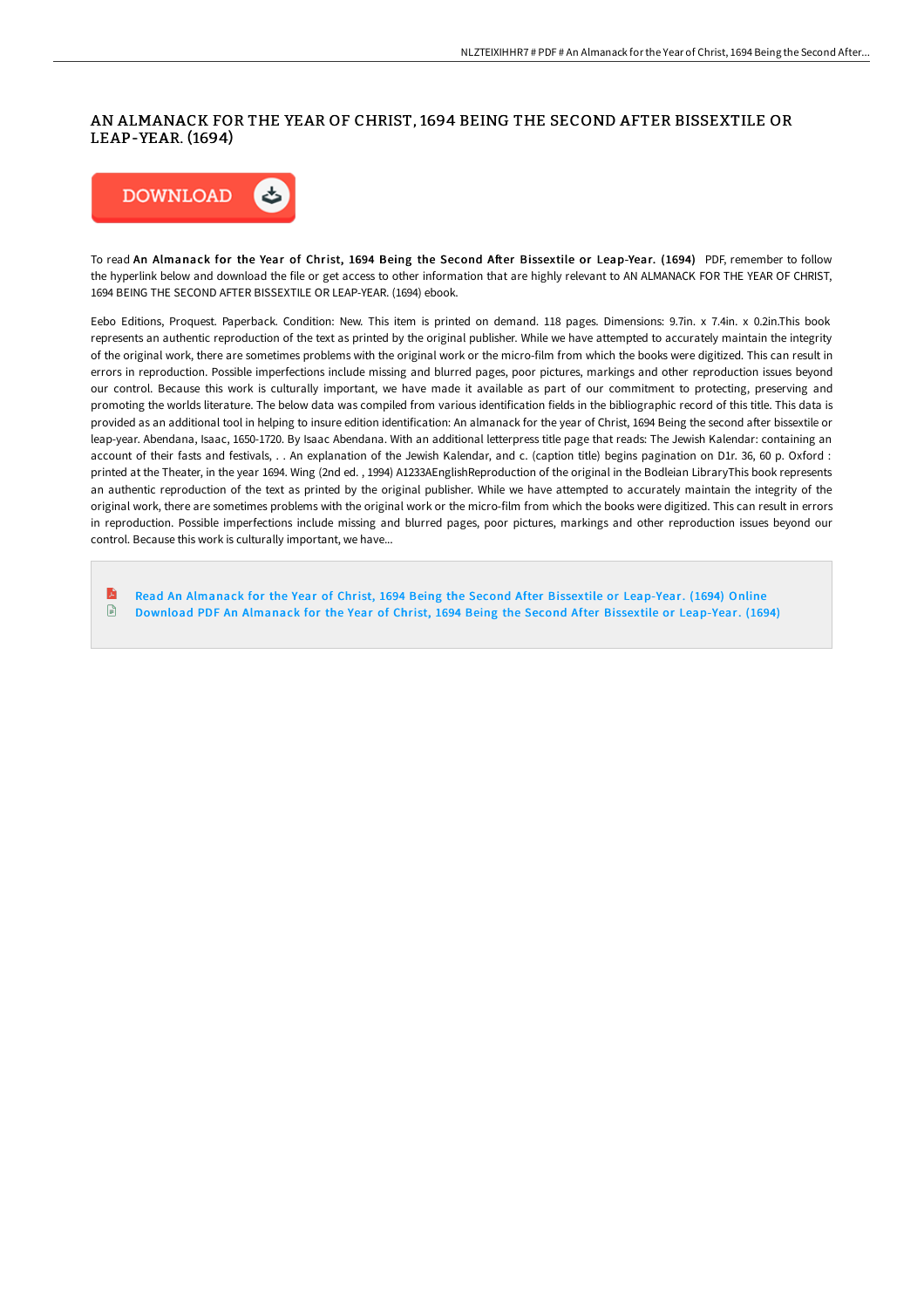# AN ALMANACK FOR THE YEAR OF CHRIST, 1694 BEING THE SECOND AFTER BISSEXTILE OR LEAP-YEAR. (1694)

DOWNLOAD

To read **An Almanack for the Year of Christ, 1694 Being the Second After Bissextile or Leap-Year. (1694)** PDF, remember to follow the hyperlink below and download the file or get access to other information that are highly relevant to AN ALMANACK FOR THE YEAR OF CHRIST, 1694 BEING THE SECOND AFTER BISSEXTILE OR LEAP-YEAR. (1694) ebook.

Eebo Editions, Proquest. Paperback. Condition: New. This item is printed on demand. 118 pages. Dimensions: 9.7in. x 7.4in. x 0.2in.This book represents an authentic reproduction of the text as printed by the original publisher. While we have attempted to accurately maintain the integrity of the original work, there are sometimes problems with the original work or the micro-film from which the books were digitized. This can result in errors in reproduction. Possible imperfections include missing and blurred pages, poor pictures, markings and other reproduction issues beyond our control. Because this work is culturally important, we have made it available as part of our commitment to protecting, preserving and promoting the worlds literature. The below data was compiled from various identification fields in the bibliographic record of this title. This data is provided as an additional tool in helping to insure edition identification: An almanack for the year of Christ, 1694 Being the second after bissextile or leap-year. Abendana, Isaac, 1650-1720. By Isaac Abendana. With an additional letterpress title page that reads: The Jewish Kalendar: containing an account of their fasts and festivals, . . An explanation of the Jewish Kalendar, and c. (caption title) begins pagination on D1r. 36, 60 p. Oxford : printed at the Theater, in the year 1694. Wing (2nd ed. , 1994) A1233AEnglishReproduction of the original in the Bodleian LibraryThis book represents an authentic reproduction of the text as printed by the original publisher. While we have attempted to accurately maintain the integrity of the original work, there are sometimes problems with the original work or the micro-film from which the books were digitized. This can result in errors in reproduction. Possible imperfections include missing and blurred pages, poor pictures, markings and other reproduction issues beyond our control. Because this work is culturally important, we have...

- Read An Almanack for the Year of Christ, 1694 Being the Second After Bissextile or Leap-Year. (1694) Online
- Download PDF An Almanack for the Year of Christ, 1694 Being the Second After Bissextile or Leap-Year. (1694)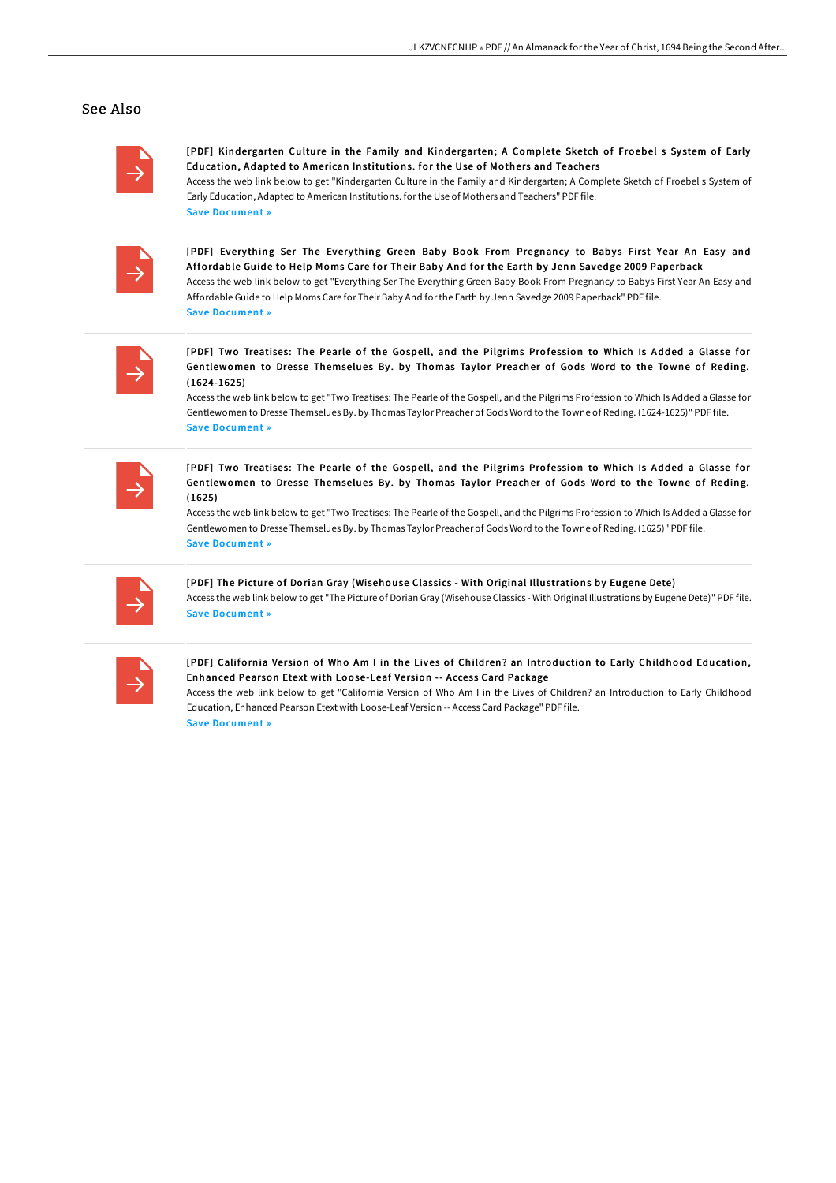## See Also

**[PDF] Kindergarten Culture in the Family and Kindergarten; A Complete Sketch of Froebel s System of Early Education, Adapted to American Institutions. for the Use of Mothers and Teachers**

Access the web link below to get "Kindergarten Culture in the Family and Kindergarten; A Complete Sketch of Froebel s System of Early Education, Adapted to American Institutions. for the Use of Mothers and Teachers" PDF file.

Save Document »

**[PDF] Everything Ser The Everything Green Baby Book From Pregnancy to Babys First Year An Easy and Affordable Guide to Help Moms Care for Their Baby And for the Earth by Jenn Savedge 2009 Paperback**

Access the web link below to get "Everything Ser The Everything Green Baby Book From Pregnancy to Babys First Year An Easy and Affordable Guide to Help Moms Care for Their Baby And for the Earth by Jenn Savedge 2009 Paperback" PDF file.

Save Document »

**[PDF] Two Treatises: The Pearle of the Gospell, and the Pilgrims Profession to Which Is Added a Glasse for Gentlewomen to Dresse Themselues By. by Thomas Taylor Preacher of Gods Word to the Towne of Reding. (1624-1625)**

Access the web link below to get "Two Treatises: The Pearle of the Gospell, and the Pilgrims Profession to Which Is Added a Glasse for Gentlewomen to Dresse Themselues By. by Thomas Taylor Preacher of Gods Word to the Towne of Reding. (1624-1625)" PDF file.

Save Document »

**[PDF] Two Treatises: The Pearle of the Gospell, and the Pilgrims Profession to Which Is Added a Glasse for Gentlewomen to Dresse Themselues By. by Thomas Taylor Preacher of Gods Word to the Towne of Reding. (1625)**

Access the web link below to get "Two Treatises: The Pearle of the Gospell, and the Pilgrims Profession to Which Is Added a Glasse for Gentlewomen to Dresse Themselues By. by Thomas Taylor Preacher of Gods Word to the Towne of Reding. (1625)" PDF file.

Save Document »

**[PDF] The Picture of Dorian Gray (Wisehouse Classics - With Original Illustrations by Eugene Dete)**

Access the web link below to get "The Picture of Dorian Gray (Wisehouse Classics - With Original Illustrations by Eugene Dete)" PDF file.

Save Document »

**[PDF] California Version of Who Am I in the Lives of Children? an Introduction to Early Childhood Education, Enhanced Pearson Etext with Loose-Leaf Version -- Access Card Package**

Access the web link below to get "California Version of Who Am I in the Lives of Children? an Introduction to Early Childhood Education, Enhanced Pearson Etext with Loose-Leaf Version -- Access Card Package" PDF file.

Save Document »